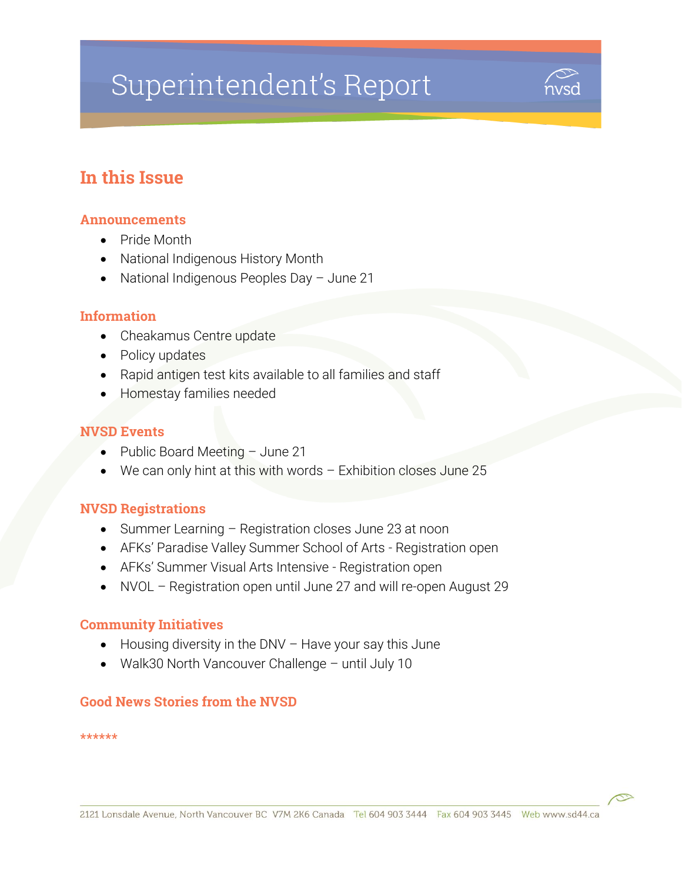# Superintendent's Report

## In this Issue

### Announcements

- Pride Month
- National Indigenous History Month
- National Indigenous Peoples Day – June 21

### Information

- Cheakamus Centre update
- Policy updates
- Rapid antigen test kits available to all families and staff
- Homestay families needed

### NVSD Events

- Public Board Meeting – June 21
- We can only hint at this with words – Exhibition closes June 25

### NVSD Registrations

- Summer Learning – Registration closes June 23 at noon
- AFKs' Paradise Valley Summer School of Arts - Registration open
- AFKs' Summer Visual Arts Intensive - Registration open
- NVOL – Registration open until June 27 and will re-open August 29

### Community Initiatives

- Housing diversity in the DNV – Have your say this June
- Walk30 North Vancouver Challenge – until July 10

### Good News Stories from the NVSD

******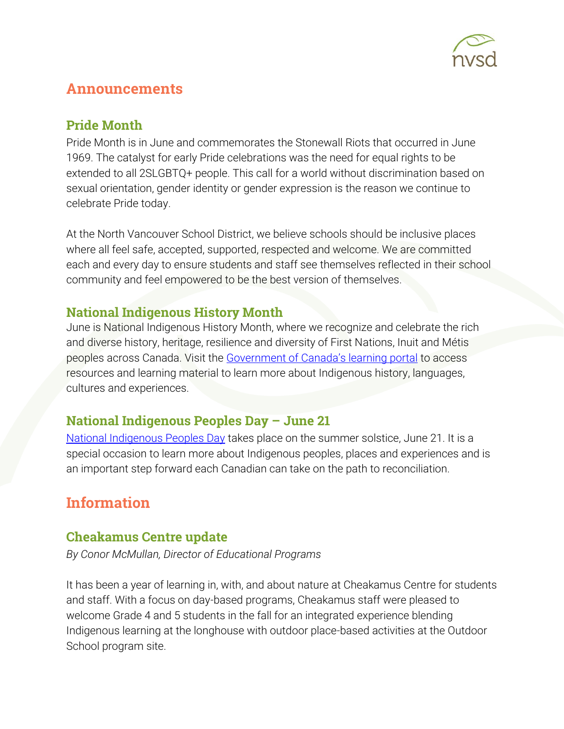## Announcements

### Pride Month

Pride Month is in June and commemorates the Stonewall Riots that occurred in June 1969. The catalyst for early Pride celebrations was the need for equal rights to be extended to all 2SLGBTQ+ people. This call for a world without discrimination based on sexual orientation, gender identity or gender expression is the reason we continue to celebrate Pride today.

At the North Vancouver School District, we believe schools should be inclusive places where all feel safe, accepted, supported, respected and welcome. We are committed each and every day to ensure students and staff see themselves reflected in their school community and feel empowered to be the best version of themselves.

### National Indigenous History Month

June is National Indigenous History Month, where we recognize and celebrate the rich and diverse history, heritage, resilience and diversity of First Nations, Inuit and Métis peoples across Canada. Visit the Government of Canada's learning portal to access resources and learning material to learn more about Indigenous history, languages, cultures and experiences.

### National Indigenous Peoples Day – June 21

National Indigenous Peoples Day takes place on the summer solstice, June 21. It is a special occasion to learn more about Indigenous peoples, places and experiences and is an important step forward each Canadian can take on the path to reconciliation.

## Information

### Cheakamus Centre update

*By Conor McMullan, Director of Educational Programs*

It has been a year of learning in, with, and about nature at Cheakamus Centre for students and staff. With a focus on day-based programs, Cheakamus staff were pleased to welcome Grade 4 and 5 students in the fall for an integrated experience blending Indigenous learning at the longhouse with outdoor place-based activities at the Outdoor School program site.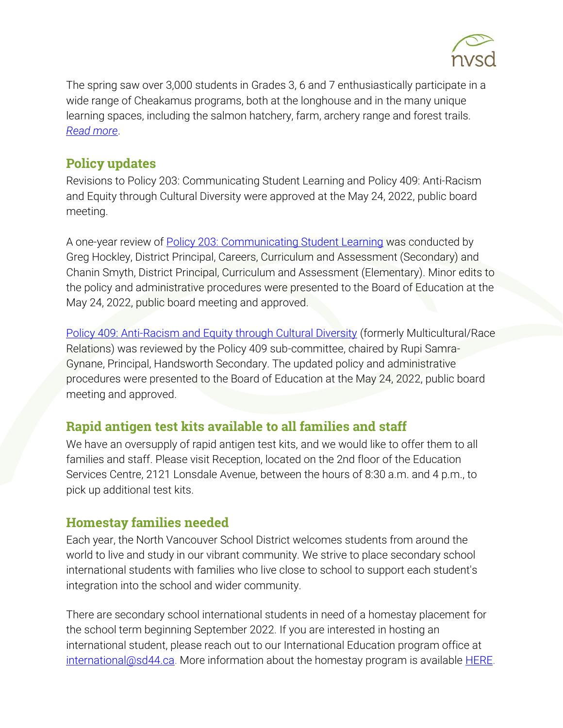The spring saw over 3,000 students in Grades 3, 6 and 7 enthusiastically participate in a wide range of Cheakamus programs, both at the longhouse and in the many unique learning spaces, including the salmon hatchery, farm, archery range and forest trails. *Read more*.

## Policy updates

Revisions to Policy 203: Communicating Student Learning and Policy 409: Anti-Racism and Equity through Cultural Diversity were approved at the May 24, 2022, public board meeting.

A one-year review of Policy 203: Communicating Student Learning was conducted by Greg Hockley, District Principal, Careers, Curriculum and Assessment (Secondary) and Chanin Smyth, District Principal, Curriculum and Assessment (Elementary). Minor edits to the policy and administrative procedures were presented to the Board of Education at the May 24, 2022, public board meeting and approved.

Policy 409: Anti-Racism and Equity through Cultural Diversity (formerly Multicultural/Race Relations) was reviewed by the Policy 409 sub-committee, chaired by Rupi Samra-Gynane, Principal, Handsworth Secondary. The updated policy and administrative procedures were presented to the Board of Education at the May 24, 2022, public board meeting and approved.

## Rapid antigen test kits available to all families and staff

We have an oversupply of rapid antigen test kits, and we would like to offer them to all families and staff. Please visit Reception, located on the 2nd floor of the Education Services Centre, 2121 Lonsdale Avenue, between the hours of 8:30 a.m. and 4 p.m., to pick up additional test kits.

## Homestay families needed

Each year, the North Vancouver School District welcomes students from around the world to live and study in our vibrant community. We strive to place secondary school international students with families who live close to school to support each student's integration into the school and wider community.

There are secondary school international students in need of a homestay placement for the school term beginning September 2022. If you are interested in hosting an international student, please reach out to our International Education program office at international@sd44.ca. More information about the homestay program is available HERE.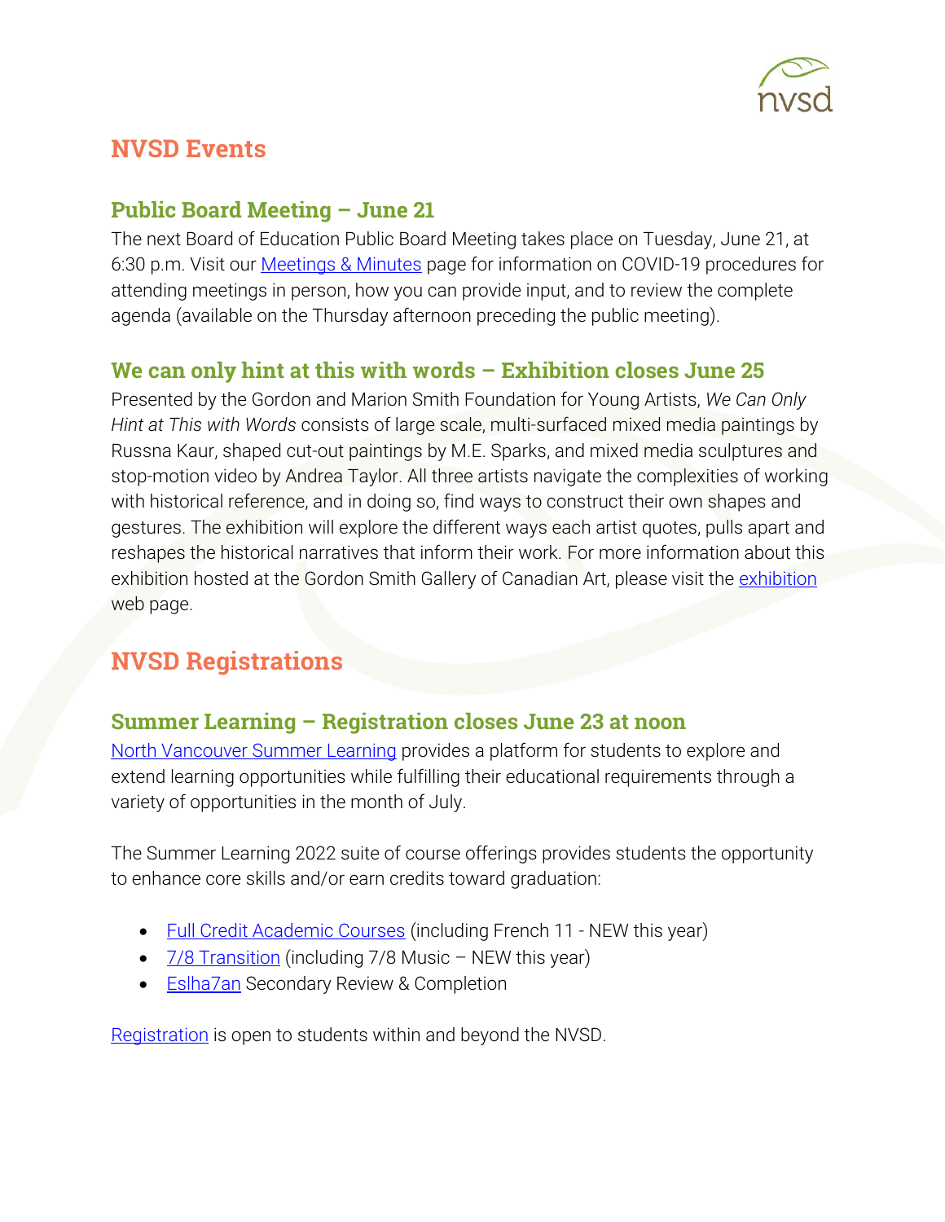## NVSD Events

### Public Board Meeting – June 21

The next Board of Education Public Board Meeting takes place on Tuesday, June 21, at 6:30 p.m. Visit our Meetings & Minutes page for information on COVID-19 procedures for attending meetings in person, how you can provide input, and to review the complete agenda (available on the Thursday afternoon preceding the public meeting).

### We can only hint at this with words – Exhibition closes June 25

Presented by the Gordon and Marion Smith Foundation for Young Artists, *We Can Only Hint at This with Words* consists of large scale, multi-surfaced mixed media paintings by Russna Kaur, shaped cut-out paintings by M.E. Sparks, and mixed media sculptures and stop-motion video by Andrea Taylor. All three artists navigate the complexities of working with historical reference, and in doing so, find ways to construct their own shapes and gestures. The exhibition will explore the different ways each artist quotes, pulls apart and reshapes the historical narratives that inform their work. For more information about this exhibition hosted at the Gordon Smith Gallery of Canadian Art, please visit the exhibition web page.

## NVSD Registrations

### Summer Learning – Registration closes June 23 at noon

North Vancouver Summer Learning provides a platform for students to explore and extend learning opportunities while fulfilling their educational requirements through a variety of opportunities in the month of July.

The Summer Learning 2022 suite of course offerings provides students the opportunity to enhance core skills and/or earn credits toward graduation:

- Full Credit Academic Courses (including French 11 - NEW this year)
- 7/8 Transition (including 7/8 Music – NEW this year)
- Eslha7an Secondary Review & Completion

Registration is open to students within and beyond the NVSD.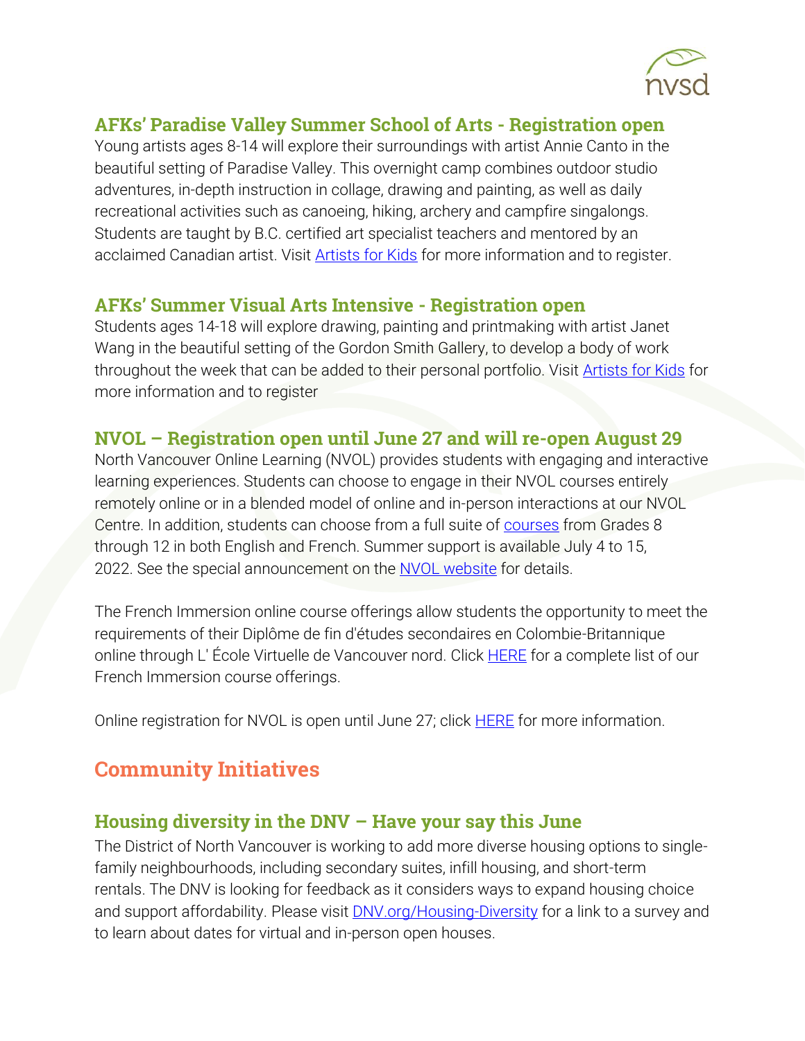### AFKs' Paradise Valley Summer School of Arts - Registration open

Young artists ages 8-14 will explore their surroundings with artist Annie Canto in the beautiful setting of Paradise Valley. This overnight camp combines outdoor studio adventures, in-depth instruction in collage, drawing and painting, as well as daily recreational activities such as canoeing, hiking, archery and campfire singalongs. Students are taught by B.C. certified art specialist teachers and mentored by an acclaimed Canadian artist. Visit [Artists for Kids] for more information and to register.

### AFKs' Summer Visual Arts Intensive - Registration open

Students ages 14-18 will explore drawing, painting and printmaking with artist Janet Wang in the beautiful setting of the Gordon Smith Gallery, to develop a body of work throughout the week that can be added to their personal portfolio. Visit [Artists for Kids] for more information and to register

### NVOL – Registration open until June 27 and will re-open August 29

North Vancouver Online Learning (NVOL) provides students with engaging and interactive learning experiences. Students can choose to engage in their NVOL courses entirely remotely online or in a blended model of online and in-person interactions at our NVOL Centre. In addition, students can choose from a full suite of [courses] from Grades 8 through 12 in both English and French. Summer support is available July 4 to 15, 2022. See the special announcement on the [NVOL website] for details.

The French Immersion online course offerings allow students the opportunity to meet the requirements of their Diplôme de fin d'études secondaires en Colombie-Britannique online through L' École Virtuelle de Vancouver nord. Click [HERE] for a complete list of our French Immersion course offerings.

Online registration for NVOL is open until June 27; click [HERE] for more information.

## Community Initiatives

### Housing diversity in the DNV – Have your say this June

The District of North Vancouver is working to add more diverse housing options to single-family neighbourhoods, including secondary suites, infill housing, and short-term rentals. The DNV is looking for feedback as it considers ways to expand housing choice and support affordability. Please visit [DNV.org/Housing-Diversity] for a link to a survey and to learn about dates for virtual and in-person open houses.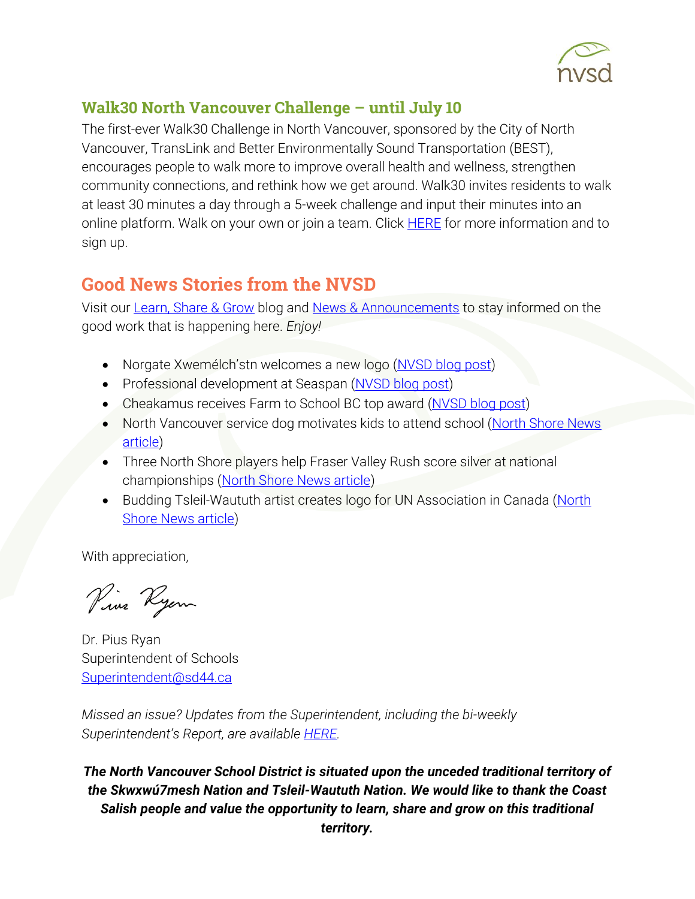## Walk30 North Vancouver Challenge – until July 10

The first-ever Walk30 Challenge in North Vancouver, sponsored by the City of North Vancouver, TransLink and Better Environmentally Sound Transportation (BEST), encourages people to walk more to improve overall health and wellness, strengthen community connections, and rethink how we get around. Walk30 invites residents to walk at least 30 minutes a day through a 5-week challenge and input their minutes into an online platform. Walk on your own or join a team. Click HERE for more information and to sign up.

## Good News Stories from the NVSD

Visit our Learn, Share & Grow blog and News & Announcements to stay informed on the good work that is happening here. *Enjoy!*

- Norgate Xwemélch'stn welcomes a new logo (NVSD blog post)
- Professional development at Seaspan (NVSD blog post)
- Cheakamus receives Farm to School BC top award (NVSD blog post)
- North Vancouver service dog motivates kids to attend school (North Shore News article)
- Three North Shore players help Fraser Valley Rush score silver at national championships (North Shore News article)
- Budding Tsleil-Waututh artist creates logo for UN Association in Canada (North Shore News article)

With appreciation,

Dr. Pius Ryan
Superintendent of Schools
Superintendent@sd44.ca

*Missed an issue? Updates from the Superintendent, including the bi-weekly Superintendent's Report, are available HERE.*

***The North Vancouver School District is situated upon the unceded traditional territory of the Skwxwú7mesh Nation and Tsleil-Waututh Nation. We would like to thank the Coast Salish people and value the opportunity to learn, share and grow on this traditional territory.***